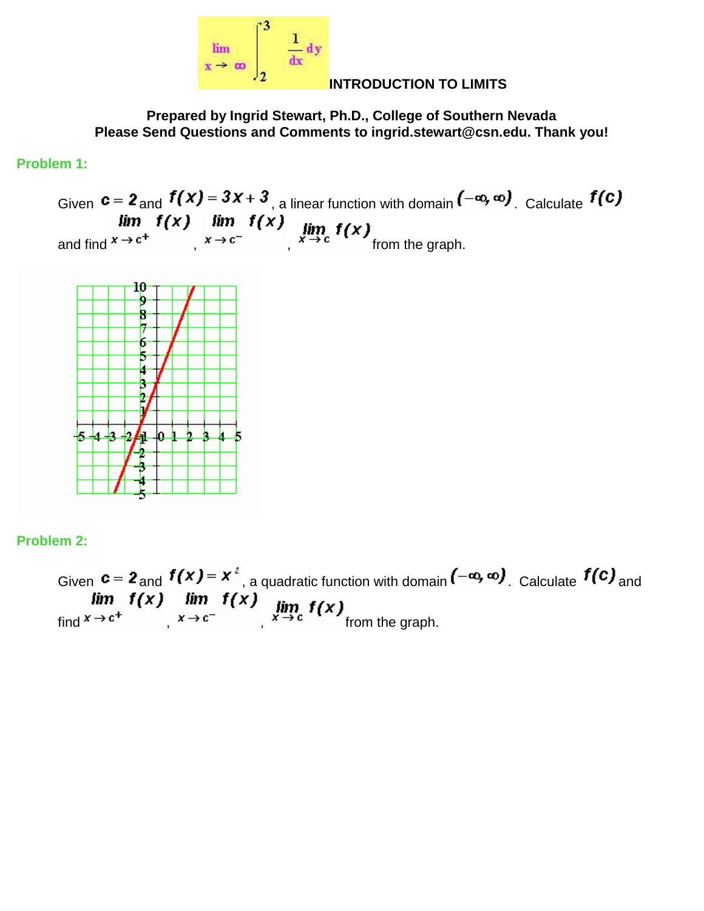$$\lim_{x \to \infty} \int_2^3 \frac{1}{dx} dy$$

# INTRODUCTION TO LIMITS

**Prepared by Ingrid Stewart, Ph.D., College of Southern Nevada**
**Please Send Questions and Comments to ingrid.stewart@csn.edu. Thank you!**

## Problem 1:

Given $c = 2$ and $f(x) = 3x + 3$, a linear function with domain $(-\infty, \infty)$. Calculate $f(c)$ and find $\lim_{x \to c^+} f(x)$, $\lim_{x \to c^-} f(x)$, $\lim_{x \to c} f(x)$ from the graph.

## Problem 2:

Given $c = 2$ and $f(x) = x^2$, a quadratic function with domain $(-\infty, \infty)$. Calculate $f(c)$ and find $\lim_{x \to c^+} f(x)$, $\lim_{x \to c^-} f(x)$, $\lim_{x \to c} f(x)$ from the graph.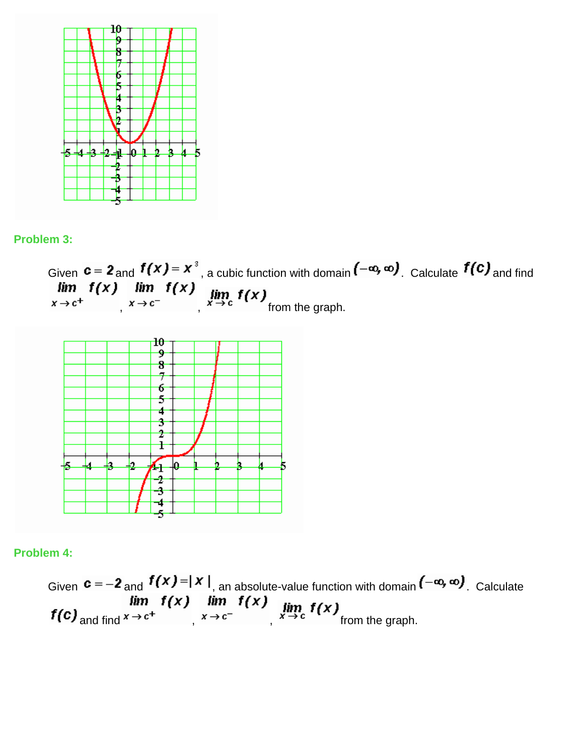## Problem 3:

Given $c = 2$ and $f(x) = x^3$, a cubic function with domain $(-\infty, \infty)$. Calculate $f(c)$ and find $\lim_{x \to c^+} f(x)$, $\lim_{x \to c^-} f(x)$, $\lim_{x \to c} f(x)$ from the graph.

## Problem 4:

Given $c = -2$ and $f(x) = |x|$, an absolute-value function with domain $(-\infty, \infty)$. Calculate $f(c)$ and find $\lim_{x \to c^+} f(x)$, $\lim_{x \to c^-} f(x)$, $\lim_{x \to c} f(x)$ from the graph.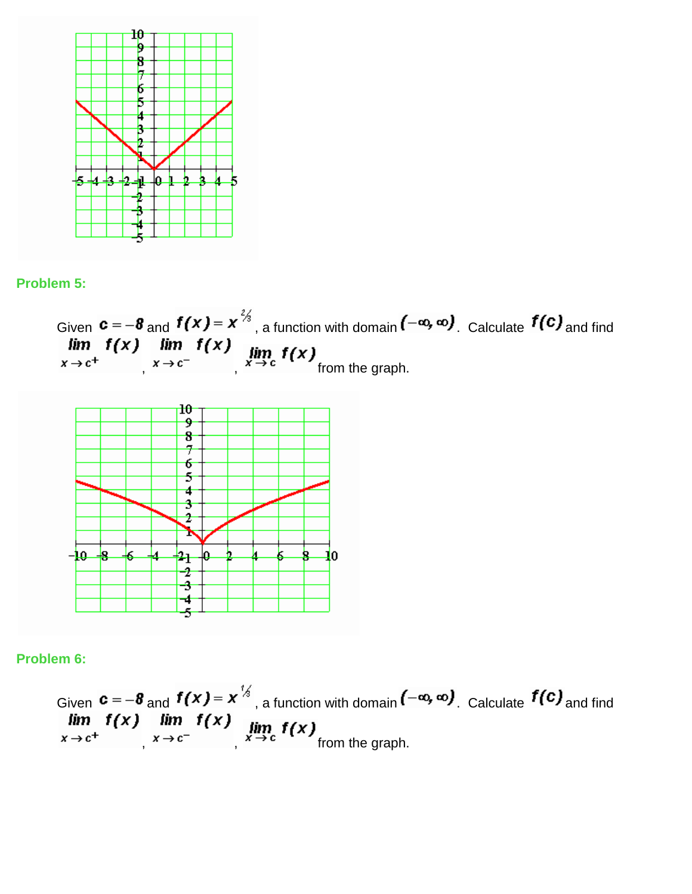## Problem 5:

Given $c = -8$ and $f(x) = x^{2/3}$, a function with domain $(-\infty, \infty)$. Calculate $f(c)$ and find $\lim_{x \to c^+} f(x)$, $\lim_{x \to c^-} f(x)$, $\lim_{x \to c} f(x)$ from the graph.

## Problem 6:

Given $c = -8$ and $f(x) = x^{1/3}$, a function with domain $(-\infty, \infty)$. Calculate $f(c)$ and find $\lim_{x \to c^+} f(x)$, $\lim_{x \to c^-} f(x)$, $\lim_{x \to c} f(x)$ from the graph.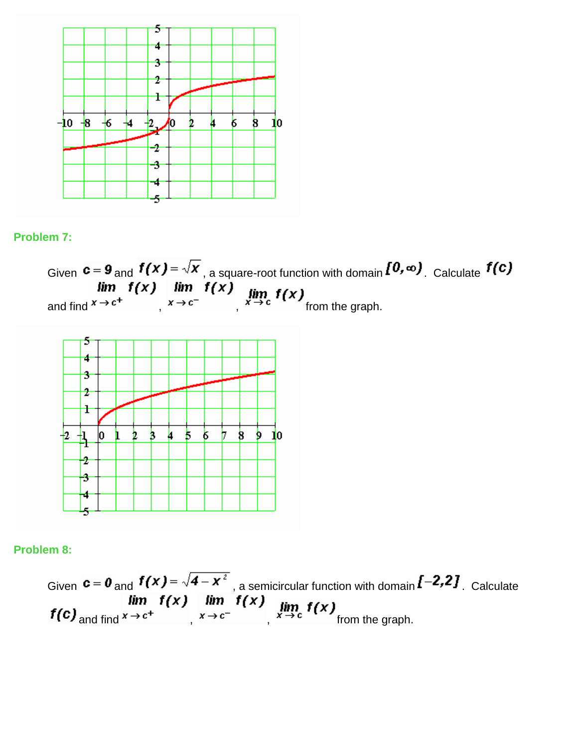## Problem 7:

Given $c = 9$ and $f(x) = \sqrt{x}$, a square-root function with domain $[0, \infty)$. Calculate $f(c)$ and find $\lim\limits_{x \to c^+} f(x)$, $\lim\limits_{x \to c^-} f(x)$, $\lim\limits_{x \to c} f(x)$ from the graph.

## Problem 8:

Given $c = 0$ and $f(x) = \sqrt{4 - x^2}$, a semicircular function with domain $[-2, 2]$. Calculate $f(c)$ and find $\lim\limits_{x \to c^+} f(x)$, $\lim\limits_{x \to c^-} f(x)$, $\lim\limits_{x \to c} f(x)$ from the graph.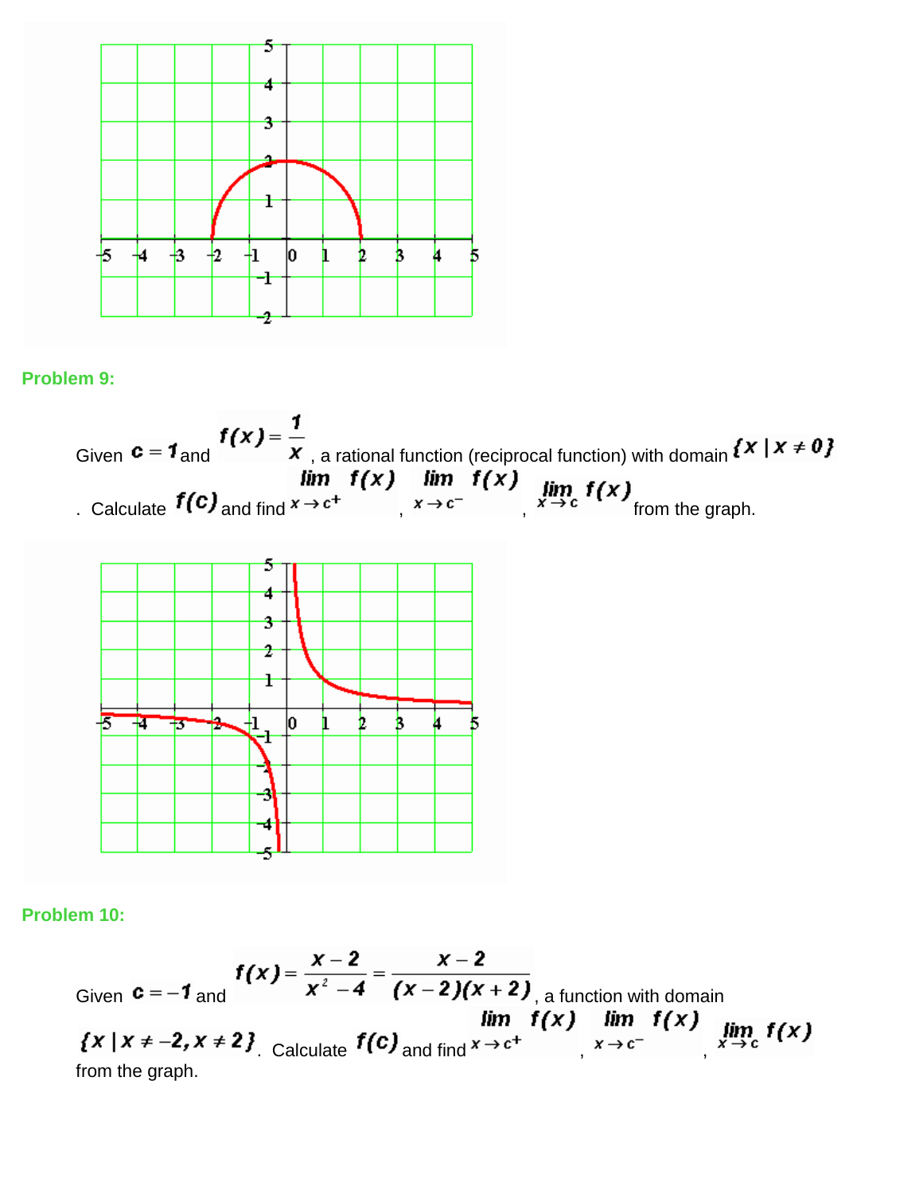**Problem 9:**

Given $c = 1$ and $f(x) = \dfrac{1}{x}$, a rational function (reciprocal function) with domain $\{x \mid x \neq 0\}$. Calculate $f(c)$ and find $\lim\limits_{x \to c^+} f(x)$, $\lim\limits_{x \to c^-} f(x)$, $\lim\limits_{x \to c} f(x)$ from the graph.

**Problem 10:**

Given $c = -1$ and $f(x) = \dfrac{x-2}{x^2 - 4} = \dfrac{x-2}{(x-2)(x+2)}$, a function with domain $\{x \mid x \neq -2, x \neq 2\}$. Calculate $f(c)$ and find $\lim\limits_{x \to c^+} f(x)$, $\lim\limits_{x \to c^-} f(x)$, $\lim\limits_{x \to c} f(x)$ from the graph.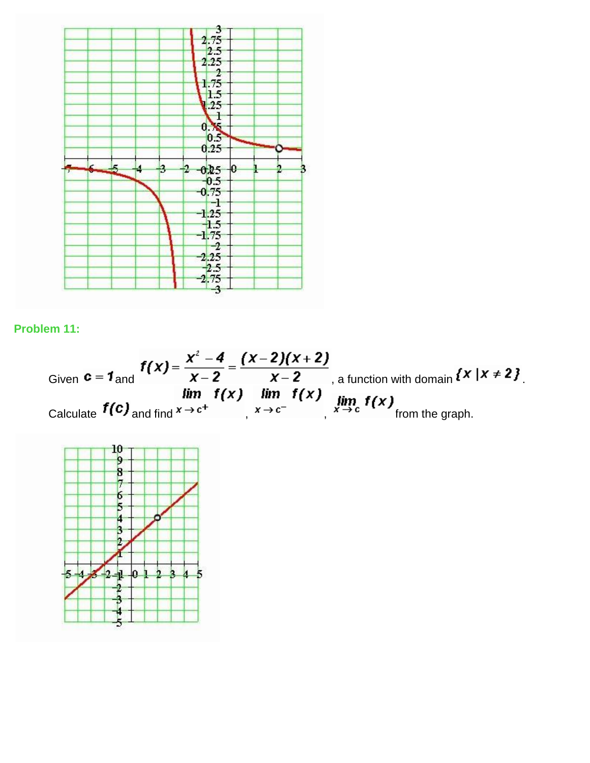**Problem 11:**

Given $c = 1$ and $f(x) = \dfrac{x^2 - 4}{x - 2} = \dfrac{(x-2)(x+2)}{x-2}$, a function with domain $\{x \mid x \neq 2\}$.

Calculate $f(c)$ and find $\lim\limits_{x \to c^+} f(x)$, $\lim\limits_{x \to c^-} f(x)$, $\lim\limits_{x \to c} f(x)$ from the graph.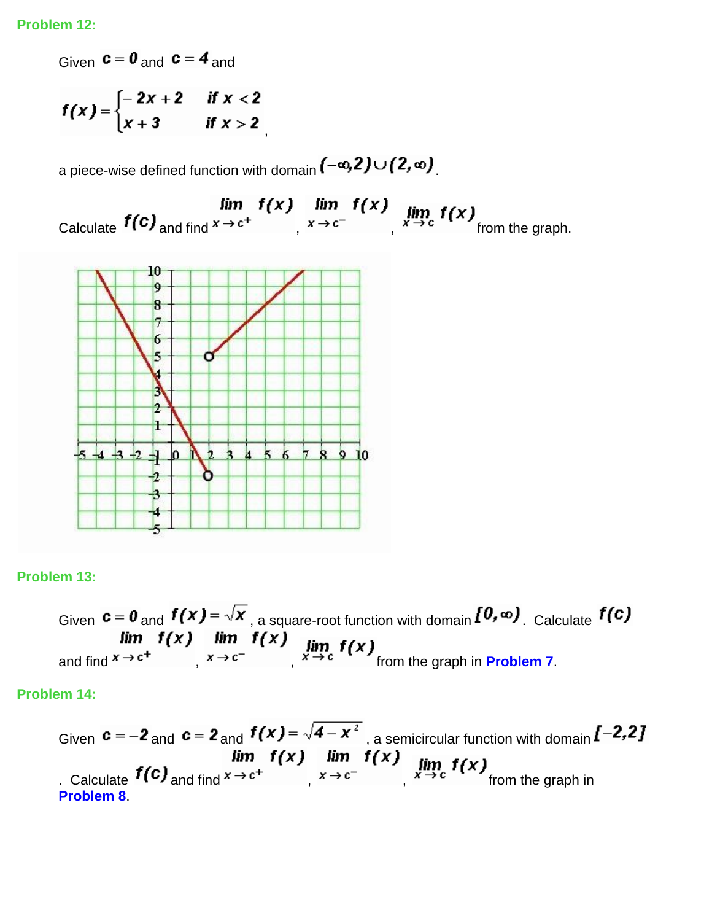**Problem 12:**

Given $c = 0$ and $c = 4$ and

$$f(x) = \begin{cases} -2x + 2 & \text{if } x < 2 \\ x + 3 & \text{if } x > 2 \end{cases},$$

a piece-wise defined function with domain $(-\infty, 2) \cup (2, \infty)$.

Calculate $f(c)$ and find $\lim\limits_{x \to c^+} f(x)$, $\lim\limits_{x \to c^-} f(x)$, $\lim\limits_{x \to c} f(x)$ from the graph.

**Problem 13:**

Given $c = 0$ and $f(x) = \sqrt{x}$, a square-root function with domain $[0, \infty)$. Calculate $f(c)$ and find $\lim\limits_{x \to c^+} f(x)$, $\lim\limits_{x \to c^-} f(x)$, $\lim\limits_{x \to c} f(x)$ from the graph in **Problem 7**.

**Problem 14:**

Given $c = -2$ and $c = 2$ and $f(x) = \sqrt{4 - x^2}$, a semicircular function with domain $[-2, 2]$. Calculate $f(c)$ and find $\lim\limits_{x \to c^+} f(x)$, $\lim\limits_{x \to c^-} f(x)$, $\lim\limits_{x \to c} f(x)$ from the graph in **Problem 8**.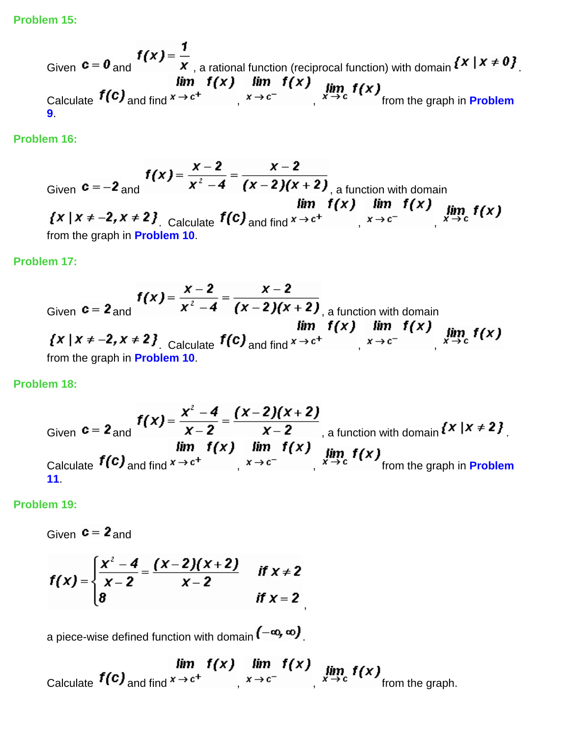**Problem 15:**

Given $c = 0$ and $f(x) = \dfrac{1}{x}$, a rational function (reciprocal function) with domain $\{x \mid x \neq 0\}$. Calculate $f(c)$ and find $\lim\limits_{x \to c^+} f(x)$, $\lim\limits_{x \to c^-} f(x)$, $\lim\limits_{x \to c} f(x)$ from the graph in **Problem 9**.

**Problem 16:**

Given $c = -2$ and $f(x) = \dfrac{x-2}{x^2-4} = \dfrac{x-2}{(x-2)(x+2)}$, a function with domain $\{x \mid x \neq -2, x \neq 2\}$. Calculate $f(c)$ and find $\lim\limits_{x \to c^+} f(x)$, $\lim\limits_{x \to c^-} f(x)$, $\lim\limits_{x \to c} f(x)$ from the graph in **Problem 10**.

**Problem 17:**

Given $c = 2$ and $f(x) = \dfrac{x-2}{x^2-4} = \dfrac{x-2}{(x-2)(x+2)}$, a function with domain $\{x \mid x \neq -2, x \neq 2\}$. Calculate $f(c)$ and find $\lim\limits_{x \to c^+} f(x)$, $\lim\limits_{x \to c^-} f(x)$, $\lim\limits_{x \to c} f(x)$ from the graph in **Problem 10**.

**Problem 18:**

Given $c = 2$ and $f(x) = \dfrac{x^2-4}{x-2} = \dfrac{(x-2)(x+2)}{x-2}$, a function with domain $\{x \mid x \neq 2\}$. Calculate $f(c)$ and find $\lim\limits_{x \to c^+} f(x)$, $\lim\limits_{x \to c^-} f(x)$, $\lim\limits_{x \to c} f(x)$ from the graph in **Problem 11**.

**Problem 19:**

Given $c = 2$ and

$$f(x) = \begin{cases} \dfrac{x^2-4}{x-2} = \dfrac{(x-2)(x+2)}{x-2} & \text{if } x \neq 2 \\ 8 & \text{if } x = 2 \end{cases},$$

a piece-wise defined function with domain $(-\infty, \infty)$.

Calculate $f(c)$ and find $\lim\limits_{x \to c^+} f(x)$, $\lim\limits_{x \to c^-} f(x)$, $\lim\limits_{x \to c} f(x)$ from the graph.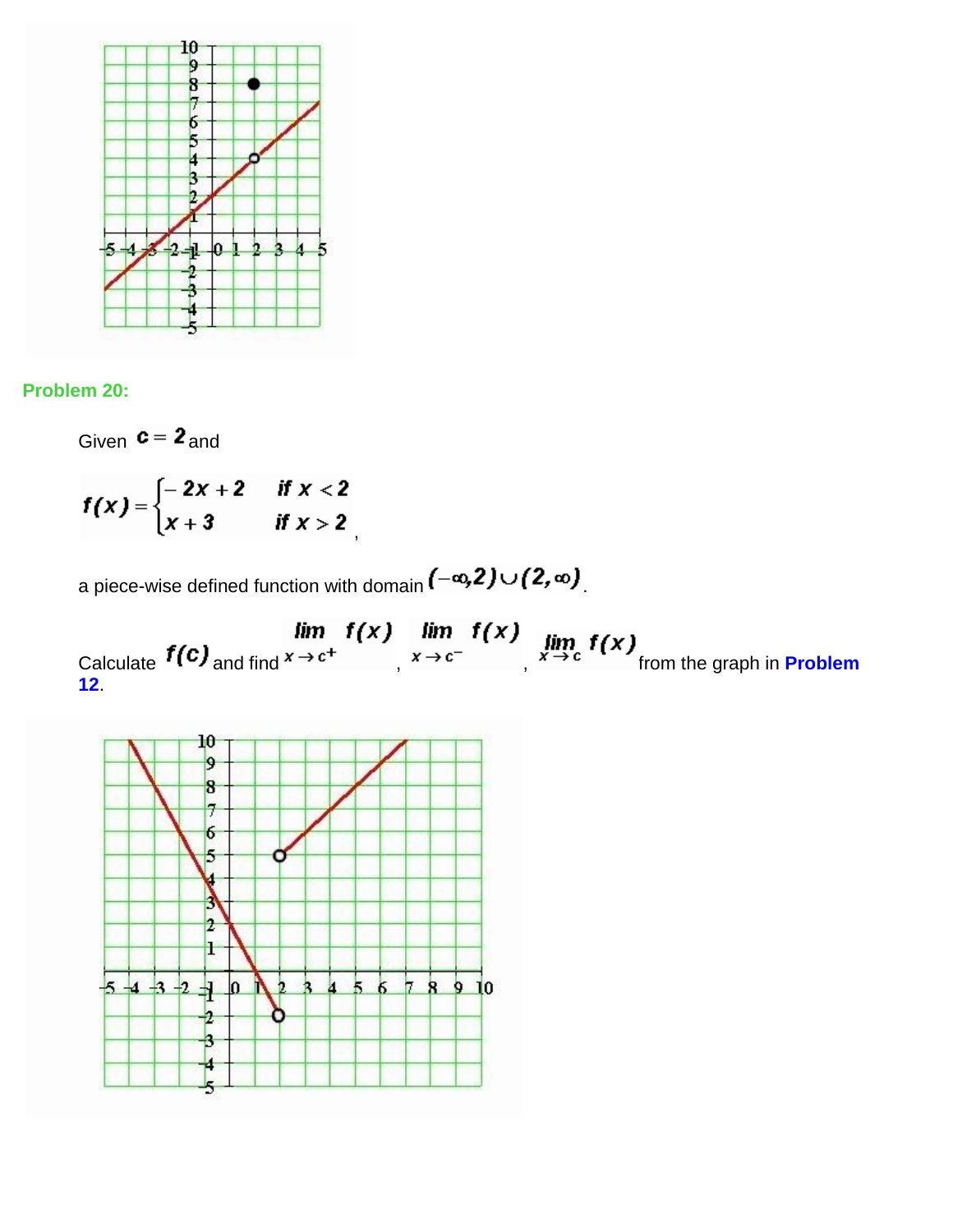## Problem 20:

Given $c = 2$ and

$$f(x) = \begin{cases} -2x + 2 & \text{if } x < 2 \\ x + 3 & \text{if } x > 2 \end{cases},$$

a piece-wise defined function with domain $(-\infty, 2) \cup (2, \infty)$.

Calculate $f(c)$ and find $\lim_{x \to c^+} f(x)$, $\lim_{x \to c^-} f(x)$, $\lim_{x \to c} f(x)$ from the graph in **Problem 12**.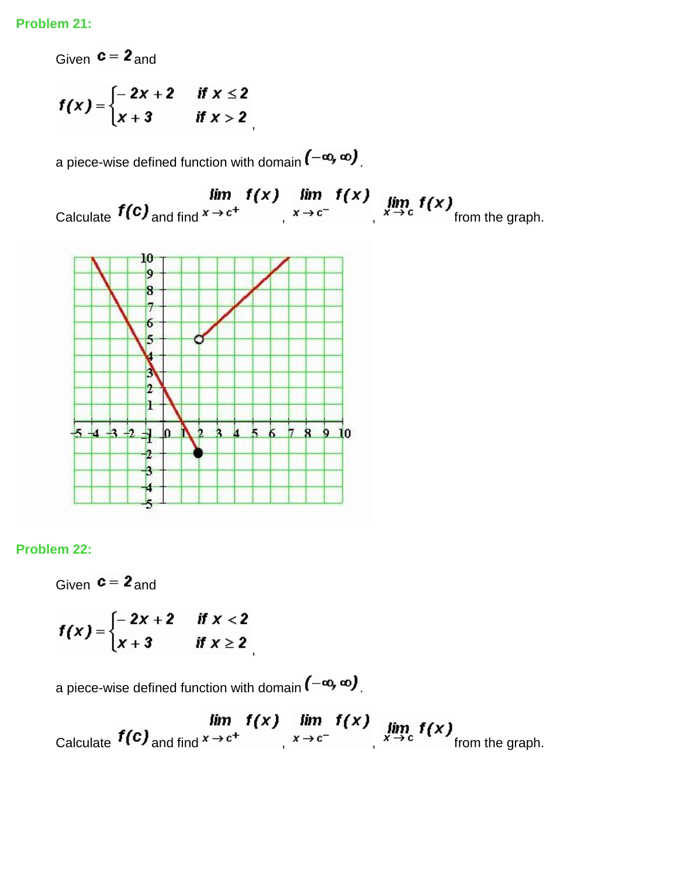**Problem 21:**

Given $c = 2$ and

$$f(x) = \begin{cases} -2x + 2 & \text{if } x \leq 2 \\ x + 3 & \text{if } x > 2 \end{cases},$$

a piece-wise defined function with domain $(-\infty, \infty)$.

Calculate $f(c)$ and find $\lim_{x \to c^+} f(x)$, $\lim_{x \to c^-} f(x)$, $\lim_{x \to c} f(x)$ from the graph.

**Problem 22:**

Given $c = 2$ and

$$f(x) = \begin{cases} -2x + 2 & \text{if } x < 2 \\ x + 3 & \text{if } x \geq 2 \end{cases},$$

a piece-wise defined function with domain $(-\infty, \infty)$.

Calculate $f(c)$ and find $\lim_{x \to c^+} f(x)$, $\lim_{x \to c^-} f(x)$, $\lim_{x \to c} f(x)$ from the graph.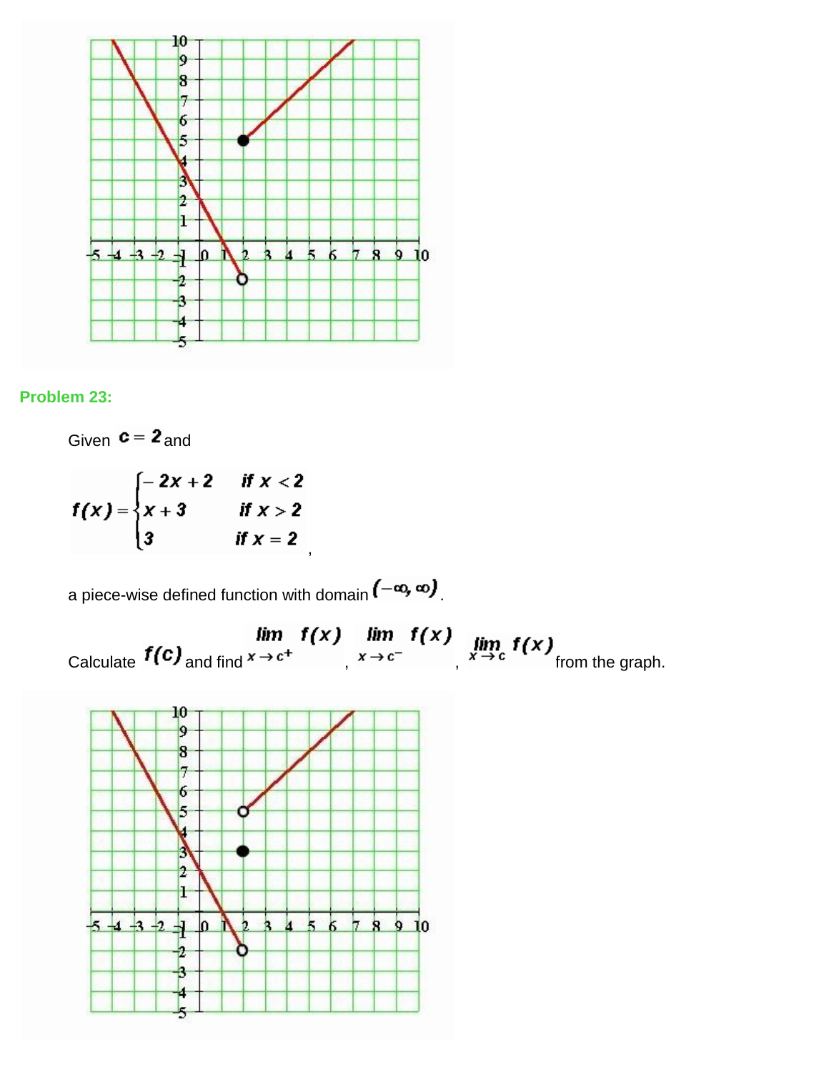**Problem 23:**

Given $c = 2$ and

$$f(x) = \begin{cases} -2x + 2 & \text{if } x < 2 \\ x + 3 & \text{if } x > 2 \\ 3 & \text{if } x = 2 \end{cases},$$

a piece-wise defined function with domain $(-\infty, \infty)$.

Calculate $f(c)$ and find $\lim\limits_{x \to c^+} f(x)$, $\lim\limits_{x \to c^-} f(x)$, $\lim\limits_{x \to c} f(x)$ from the graph.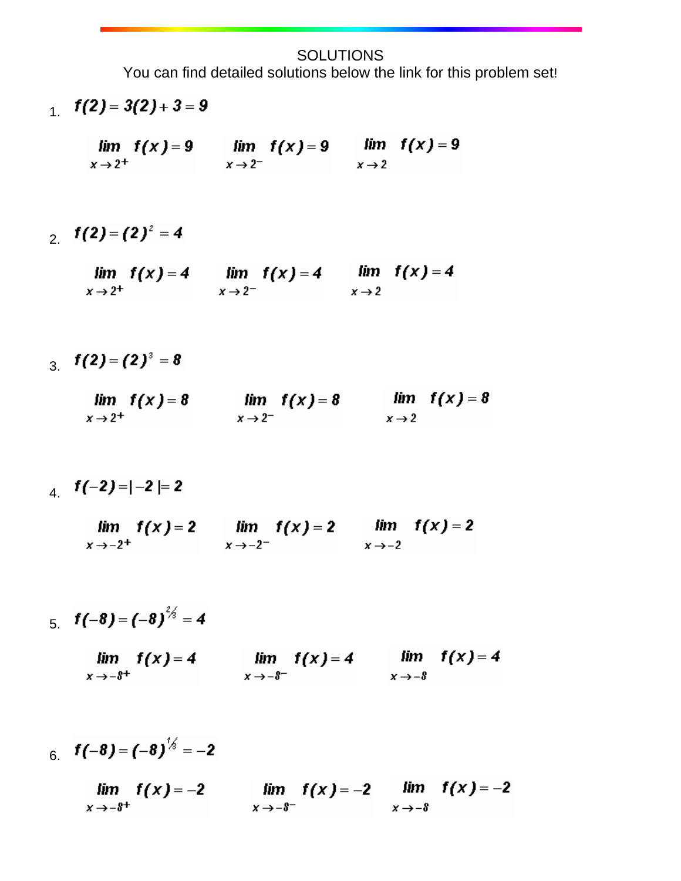SOLUTIONS

You can find detailed solutions below the link for this problem set!

1. $f(2) = 3(2) + 3 = 9$

   $\lim_{x \to 2^+} f(x) = 9$ $\quad \lim_{x \to 2^-} f(x) = 9$ $\quad \lim_{x \to 2} f(x) = 9$

2. $f(2) = (2)^2 = 4$

   $\lim_{x \to 2^+} f(x) = 4$ $\quad \lim_{x \to 2^-} f(x) = 4$ $\quad \lim_{x \to 2} f(x) = 4$

3. $f(2) = (2)^3 = 8$

   $\lim_{x \to 2^+} f(x) = 8$ $\quad \lim_{x \to 2^-} f(x) = 8$ $\quad \lim_{x \to 2} f(x) = 8$

4. $f(-2) = |-2| = 2$

   $\lim_{x \to -2^+} f(x) = 2$ $\quad \lim_{x \to -2^-} f(x) = 2$ $\quad \lim_{x \to -2} f(x) = 2$

5. $f(-8) = (-8)^{2/3} = 4$

   $\lim_{x \to -8^+} f(x) = 4$ $\quad \lim_{x \to -8^-} f(x) = 4$ $\quad \lim_{x \to -8} f(x) = 4$

6. $f(-8) = (-8)^{1/3} = -2$

   $\lim_{x \to -8^+} f(x) = -2$ $\quad \lim_{x \to -8^-} f(x) = -2$ $\quad \lim_{x \to -8} f(x) = -2$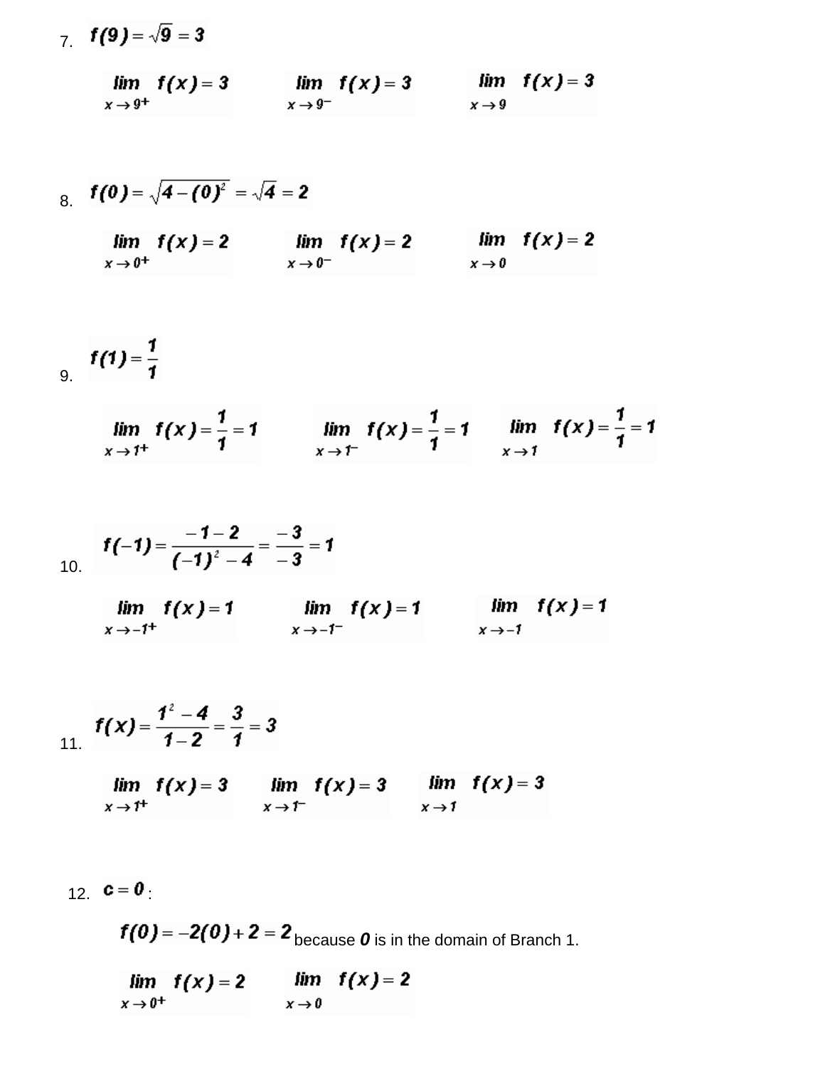7. $f(9) = \sqrt{9} = 3$

$\lim_{x \to 9^+} f(x) = 3$ $\lim_{x \to 9^-} f(x) = 3$ $\lim_{x \to 9} f(x) = 3$

8. $f(0) = \sqrt{4-(0)^2} = \sqrt{4} = 2$

$\lim_{x \to 0^+} f(x) = 2$ $\lim_{x \to 0^-} f(x) = 2$ $\lim_{x \to 0} f(x) = 2$

9. $f(1) = \frac{1}{1}$

$\lim_{x \to 1^+} f(x) = \frac{1}{1} = 1$ $\lim_{x \to 1^-} f(x) = \frac{1}{1} = 1$ $\lim_{x \to 1} f(x) = \frac{1}{1} = 1$

10. $f(-1) = \frac{-1-2}{(-1)^2 - 4} = \frac{-3}{-3} = 1$

$\lim_{x \to -1^+} f(x) = 1$ $\lim_{x \to -1^-} f(x) = 1$ $\lim_{x \to -1} f(x) = 1$

11. $f(x) = \frac{1^2 - 4}{1-2} = \frac{3}{1} = 3$

$\lim_{x \to 1^+} f(x) = 3$ $\lim_{x \to 1^-} f(x) = 3$ $\lim_{x \to 1} f(x) = 3$

12. $c = 0$:

$f(0) = -2(0) + 2 = 2$ because ***0*** is in the domain of Branch 1.

$\lim_{x \to 0^+} f(x) = 2$ $\lim_{x \to 0} f(x) = 2$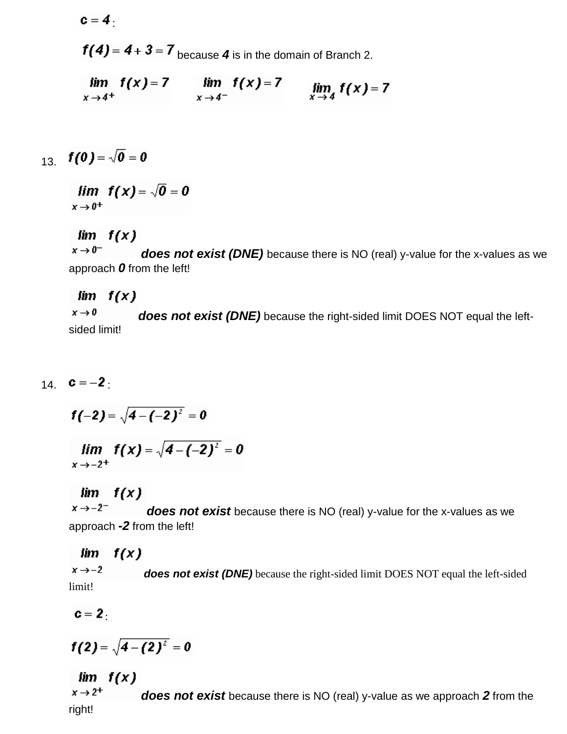$c = 4$:

$f(4) = 4 + 3 = 7$ because ***4*** is in the domain of Branch 2.

$\lim_{x \to 4^+} f(x) = 7$ $\lim_{x \to 4^-} f(x) = 7$ $\lim_{x \to 4} f(x) = 7$

13. $f(0) = \sqrt{0} = 0$

$\lim_{x \to 0^+} f(x) = \sqrt{0} = 0$

$\lim_{x \to 0^-} f(x)$ ***does not exist (DNE)*** because there is NO (real) y-value for the x-values as we approach ***0*** from the left!

$\lim_{x \to 0} f(x)$ ***does not exist (DNE)*** because the right-sided limit DOES NOT equal the left-sided limit!

14. $c = -2$:

$f(-2) = \sqrt{4 - (-2)^2} = 0$

$\lim_{x \to -2^+} f(x) = \sqrt{4 - (-2)^2} = 0$

$\lim_{x \to -2^-} f(x)$ ***does not exist*** because there is NO (real) y-value for the x-values as we approach ***-2*** from the left!

$\lim_{x \to -2} f(x)$ ***does not exist (DNE)*** because the right-sided limit DOES NOT equal the left-sided limit!

$c = 2$:

$f(2) = \sqrt{4 - (2)^2} = 0$

$\lim_{x \to 2^+} f(x)$ ***does not exist*** because there is NO (real) y-value as we approach ***2*** from the right!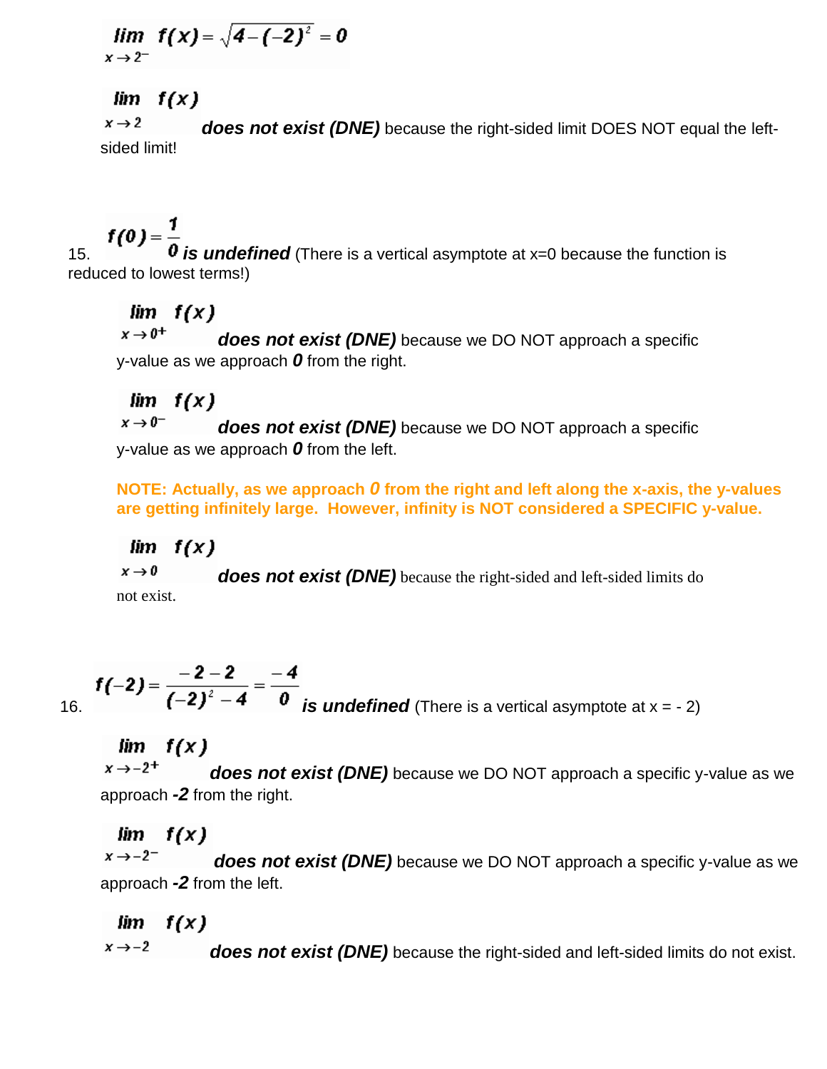$$\lim_{x \to 2^-} f(x) = \sqrt{4-(-2)^2} = 0$$

$\lim_{x \to 2} f(x)$ ***does not exist (DNE)*** because the right-sided limit DOES NOT equal the left-sided limit!

15. $f(0) = \frac{1}{0}$ ***is undefined*** (There is a vertical asymptote at x=0 because the function is reduced to lowest terms!)

$\lim_{x \to 0^+} f(x)$ ***does not exist (DNE)*** because we DO NOT approach a specific y-value as we approach ***0*** from the right.

$\lim_{x \to 0^-} f(x)$ ***does not exist (DNE)*** because we DO NOT approach a specific y-value as we approach ***0*** from the left.

**NOTE: Actually, as we approach *0* from the right and left along the x-axis, the y-values are getting infinitely large. However, infinity is NOT considered a SPECIFIC y-value.**

$\lim_{x \to 0} f(x)$ ***does not exist (DNE)*** because the right-sided and left-sided limits do not exist.

16. $f(-2) = \frac{-2-2}{(-2)^2-4} = \frac{-4}{0}$ ***is undefined*** (There is a vertical asymptote at x = - 2)

$\lim_{x \to -2^+} f(x)$ ***does not exist (DNE)*** because we DO NOT approach a specific y-value as we approach ***-2*** from the right.

$\lim_{x \to -2^-} f(x)$ ***does not exist (DNE)*** because we DO NOT approach a specific y-value as we approach ***-2*** from the left.

$\lim_{x \to -2} f(x)$ ***does not exist (DNE)*** because the right-sided and left-sided limits do not exist.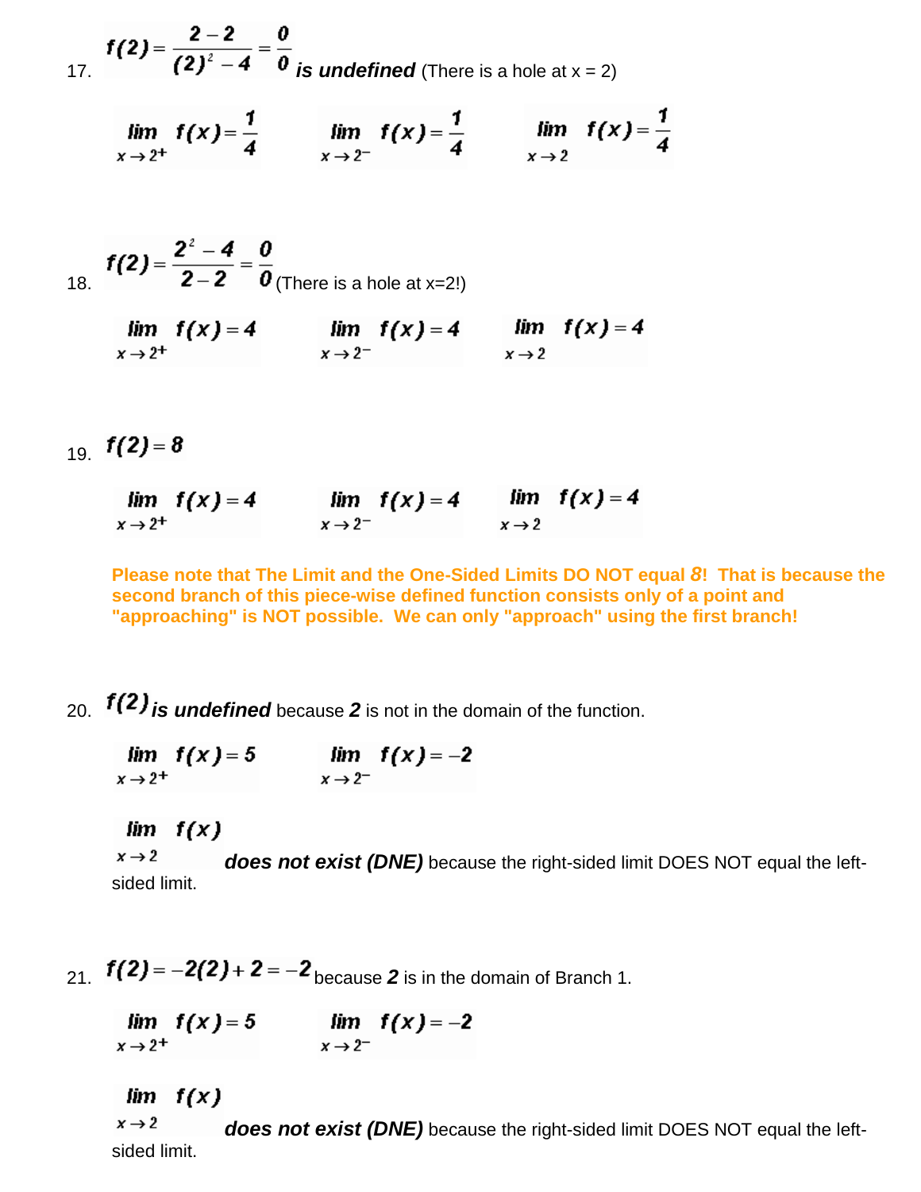17. $f(2)=\frac{2-2}{(2)^2-4}=\frac{0}{0}$ ***is undefined*** (There is a hole at x = 2)

$\lim_{x\to 2^+} f(x)=\frac{1}{4}$ $\quad$ $\lim_{x\to 2^-} f(x)=\frac{1}{4}$ $\quad$ $\lim_{x\to 2} f(x)=\frac{1}{4}$

18. $f(2)=\frac{2^2-4}{2-2}=\frac{0}{0}$ (There is a hole at x=2!)

$\lim_{x\to 2^+} f(x)=4$ $\quad$ $\lim_{x\to 2^-} f(x)=4$ $\quad$ $\lim_{x\to 2} f(x)=4$

19. $f(2)=8$

$\lim_{x\to 2^+} f(x)=4$ $\quad$ $\lim_{x\to 2^-} f(x)=4$ $\quad$ $\lim_{x\to 2} f(x)=4$

**Please note that The Limit and the One-Sided Limits DO NOT equal *8*! That is because the second branch of this piece-wise defined function consists only of a point and "approaching" is NOT possible. We can only "approach" using the first branch!**

20. $f(2)$ ***is undefined*** because ***2*** is not in the domain of the function.

$\lim_{x\to 2^+} f(x)=5$ $\quad$ $\lim_{x\to 2^-} f(x)=-2$

$\lim_{x\to 2} f(x)$ ***does not exist (DNE)*** because the right-sided limit DOES NOT equal the left-sided limit.

21. $f(2)=-2(2)+2=-2$ because ***2*** is in the domain of Branch 1.

$\lim_{x\to 2^+} f(x)=5$ $\quad$ $\lim_{x\to 2^-} f(x)=-2$

$\lim_{x\to 2} f(x)$ ***does not exist (DNE)*** because the right-sided limit DOES NOT equal the left-sided limit.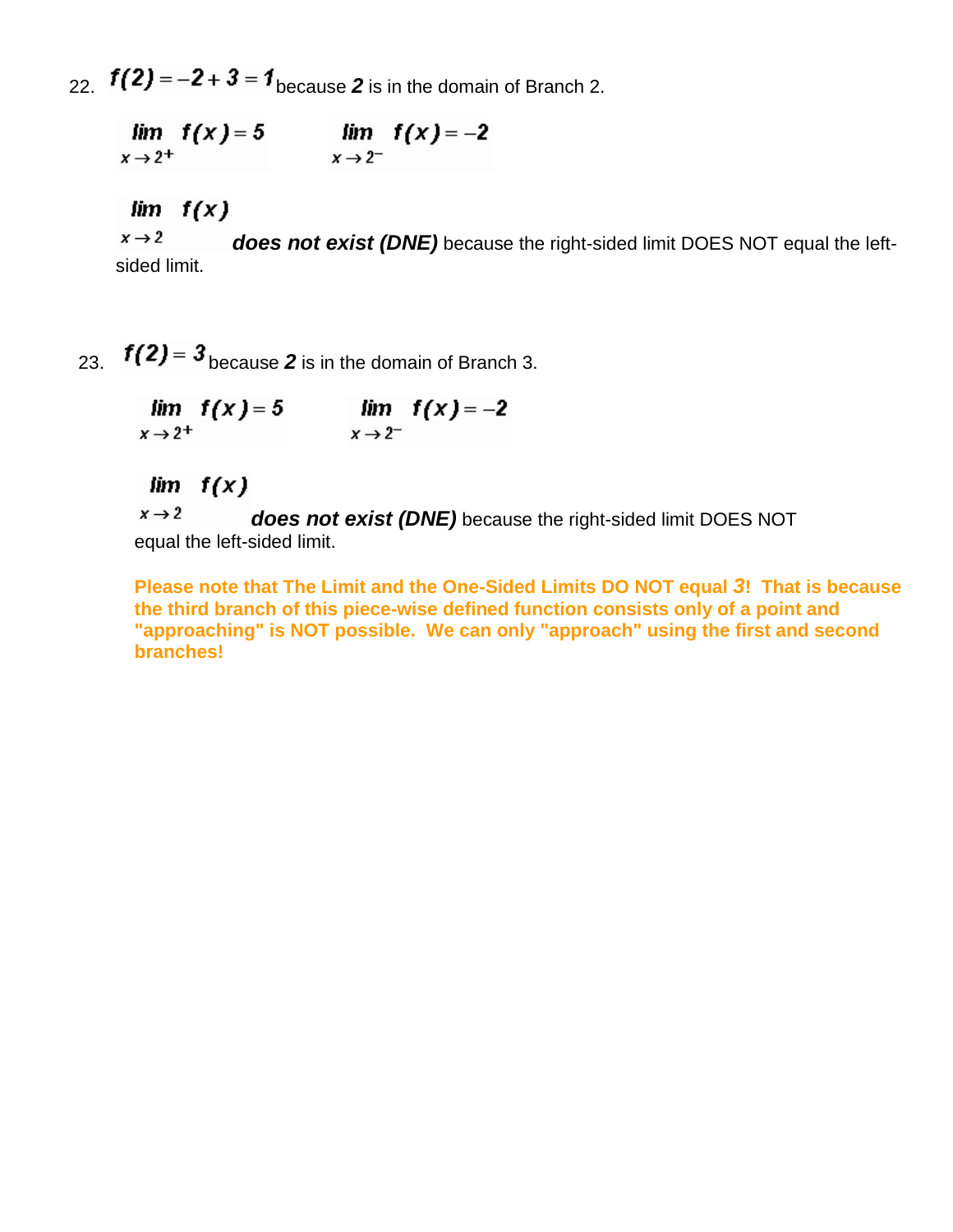22. $f(2) = -2 + 3 = 1$ because ***2*** is in the domain of Branch 2.

$$\lim_{x \to 2^+} f(x) = 5 \qquad \lim_{x \to 2^-} f(x) = -2$$

$\lim_{x \to 2} f(x)$ ***does not exist (DNE)*** because the right-sided limit DOES NOT equal the left-sided limit.

23. $f(2) = 3$ because ***2*** is in the domain of Branch 3.

$$\lim_{x \to 2^+} f(x) = 5 \qquad \lim_{x \to 2^-} f(x) = -2$$

$\lim_{x \to 2} f(x)$ ***does not exist (DNE)*** because the right-sided limit DOES NOT equal the left-sided limit.

**Please note that The Limit and the One-Sided Limits DO NOT equal *3*! That is because the third branch of this piece-wise defined function consists only of a point and "approaching" is NOT possible. We can only "approach" using the first and second branches!**